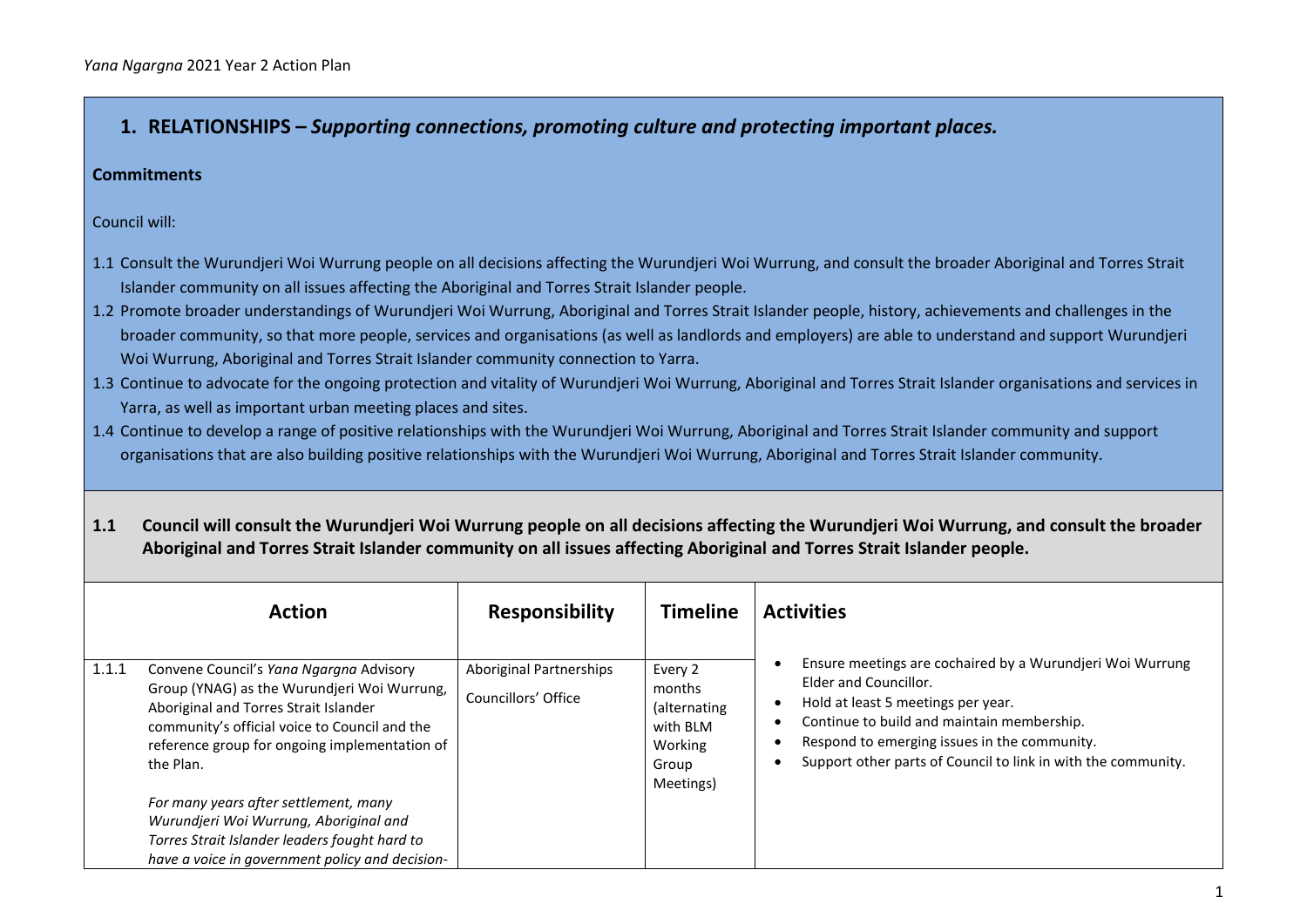## 1. RELATIONSHIPS – *Supporting connections, promoting culture and protecting important places.*

**Commitments**

Council will:

1.1 Consult the Wurundjeri Woi Wurrung people on all decisions affecting the Wurundjeri Woi Wurrung, and consult the broader Aboriginal and Torres Strait Islander community on all issues affecting the Aboriginal and Torres Strait Islander people.

1.2 Promote broader understandings of Wurundjeri Woi Wurrung, Aboriginal and Torres Strait Islander people, history, achievements and challenges in the broader community, so that more people, services and organisations (as well as landlords and employers) are able to understand and support Wurundjeri Woi Wurrung, Aboriginal and Torres Strait Islander community connection to Yarra.

1.3 Continue to advocate for the ongoing protection and vitality of Wurundjeri Woi Wurrung, Aboriginal and Torres Strait Islander organisations and services in Yarra, as well as important urban meeting places and sites.

1.4 Continue to develop a range of positive relationships with the Wurundjeri Woi Wurrung, Aboriginal and Torres Strait Islander community and support organisations that are also building positive relationships with the Wurundjeri Woi Wurrung, Aboriginal and Torres Strait Islander community.

### 1.1 Council will consult the Wurundjeri Woi Wurrung people on all decisions affecting the Wurundjeri Woi Wurrung, and consult the broader Aboriginal and Torres Strait Islander community on all issues affecting Aboriginal and Torres Strait Islander people.

| | Action | Responsibility | Timeline | Activities |
|---|---|---|---|---|
| 1.1.1 | Convene Council's *Yana Ngargna* Advisory Group (YNAG) as the Wurundjeri Woi Wurrung, Aboriginal and Torres Strait Islander community's official voice to Council and the reference group for ongoing implementation of the Plan.<br><br>*For many years after settlement, many Wurundjeri Woi Wurrung, Aboriginal and Torres Strait Islander leaders fought hard to have a voice in government policy and decision-* | Aboriginal Partnerships<br><br>Councillors' Office | Every 2 months (alternating with BLM Working Group Meetings) | • Ensure meetings are cochaired by a Wurundjeri Woi Wurrung Elder and Councillor.<br>• Hold at least 5 meetings per year.<br>• Continue to build and maintain membership.<br>• Respond to emerging issues in the community.<br>• Support other parts of Council to link in with the community. |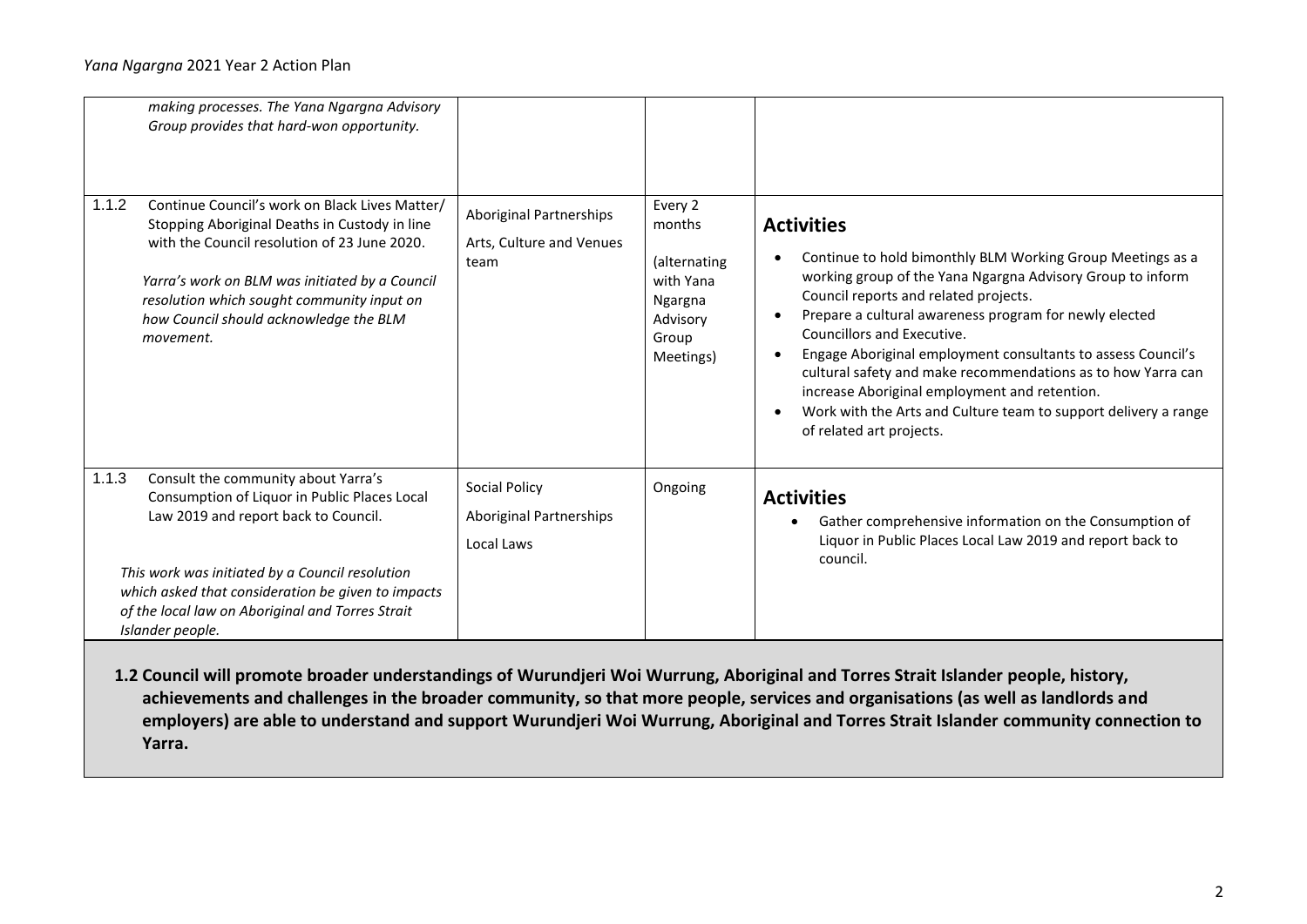| | | | |
|---|---|---|---|
| *making processes. The Yana Ngargna Advisory Group provides that hard-won opportunity.* | | | |
| 1.1.2 Continue Council's work on Black Lives Matter/ Stopping Aboriginal Deaths in Custody in line with the Council resolution of 23 June 2020.<br><br>*Yarra's work on BLM was initiated by a Council resolution which sought community input on how Council should acknowledge the BLM movement.* | Aboriginal Partnerships<br><br>Arts, Culture and Venues team | Every 2 months<br><br>(alternating with Yana Ngargna Advisory Group Meetings) | **Activities**<br><br>• Continue to hold bimonthly BLM Working Group Meetings as a working group of the Yana Ngargna Advisory Group to inform Council reports and related projects.<br>• Prepare a cultural awareness program for newly elected Councillors and Executive.<br>• Engage Aboriginal employment consultants to assess Council's cultural safety and make recommendations as to how Yarra can increase Aboriginal employment and retention.<br>• Work with the Arts and Culture team to support delivery a range of related art projects. |
| 1.1.3 Consult the community about Yarra's Consumption of Liquor in Public Places Local Law 2019 and report back to Council.<br><br>*This work was initiated by a Council resolution which asked that consideration be given to impacts of the local law on Aboriginal and Torres Strait Islander people.* | Social Policy<br><br>Aboriginal Partnerships<br><br>Local Laws | Ongoing | **Activities**<br><br>• Gather comprehensive information on the Consumption of Liquor in Public Places Local Law 2019 and report back to council. |

**1.2 Council will promote broader understandings of Wurundjeri Woi Wurrung, Aboriginal and Torres Strait Islander people, history, achievements and challenges in the broader community, so that more people, services and organisations (as well as landlords and employers) are able to understand and support Wurundjeri Woi Wurrung, Aboriginal and Torres Strait Islander community connection to Yarra.**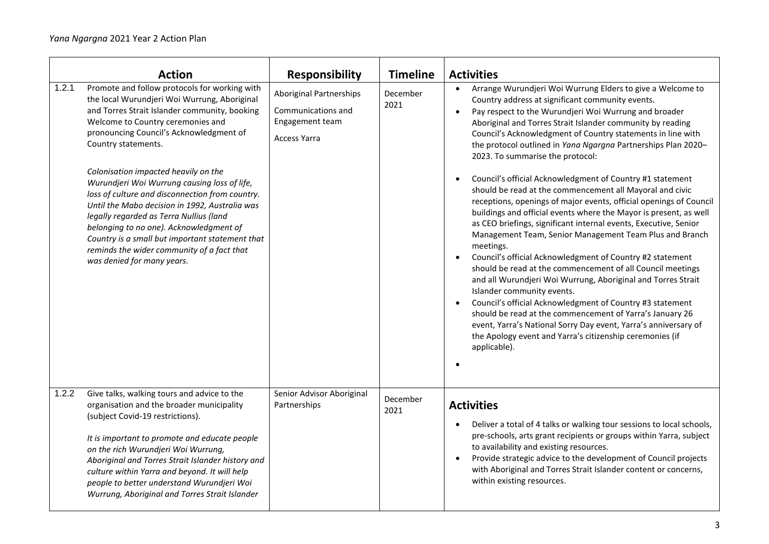| | Action | Responsibility | Timeline | Activities |
|---|---|---|---|---|
| 1.2.1 | Promote and follow protocols for working with the local Wurundjeri Woi Wurrung, Aboriginal and Torres Strait Islander community, booking Welcome to Country ceremonies and pronouncing Council's Acknowledgment of Country statements.<br><br>*Colonisation impacted heavily on the Wurundjeri Woi Wurrung causing loss of life, loss of culture and disconnection from country. Until the Mabo decision in 1992, Australia was legally regarded as Terra Nullius (land belonging to no one). Acknowledgment of Country is a small but important statement that reminds the wider community of a fact that was denied for many years.* | Aboriginal Partnerships<br><br>Communications and Engagement team<br><br>Access Yarra | December 2021 | • Arrange Wurundjeri Woi Wurrung Elders to give a Welcome to Country address at significant community events.<br>• Pay respect to the Wurundjeri Woi Wurrung and broader Aboriginal and Torres Strait Islander community by reading Council's Acknowledgment of Country statements in line with the protocol outlined in *Yana Ngargna* Partnerships Plan 2020–2023. To summarise the protocol:<br><br>• Council's official Acknowledgment of Country #1 statement should be read at the commencement all Mayoral and civic receptions, openings of major events, official openings of Council buildings and official events where the Mayor is present, as well as CEO briefings, significant internal events, Executive, Senior Management Team, Senior Management Team Plus and Branch meetings.<br>• Council's official Acknowledgment of Country #2 statement should be read at the commencement of all Council meetings and all Wurundjeri Woi Wurrung, Aboriginal and Torres Strait Islander community events.<br>• Council's official Acknowledgment of Country #3 statement should be read at the commencement of Yarra's January 26 event, Yarra's National Sorry Day event, Yarra's anniversary of the Apology event and Yarra's citizenship ceremonies (if applicable).<br>• |
| 1.2.2 | Give talks, walking tours and advice to the organisation and the broader municipality (subject Covid-19 restrictions).<br><br>*It is important to promote and educate people on the rich Wurundjeri Woi Wurrung, Aboriginal and Torres Strait Islander history and culture within Yarra and beyond. It will help people to better understand Wurundjeri Woi Wurrung, Aboriginal and Torres Strait Islander* | Senior Advisor Aboriginal Partnerships | December 2021 | **Activities**<br><br>• Deliver a total of 4 talks or walking tour sessions to local schools, pre-schools, arts grant recipients or groups within Yarra, subject to availability and existing resources.<br>• Provide strategic advice to the development of Council projects with Aboriginal and Torres Strait Islander content or concerns, within existing resources. |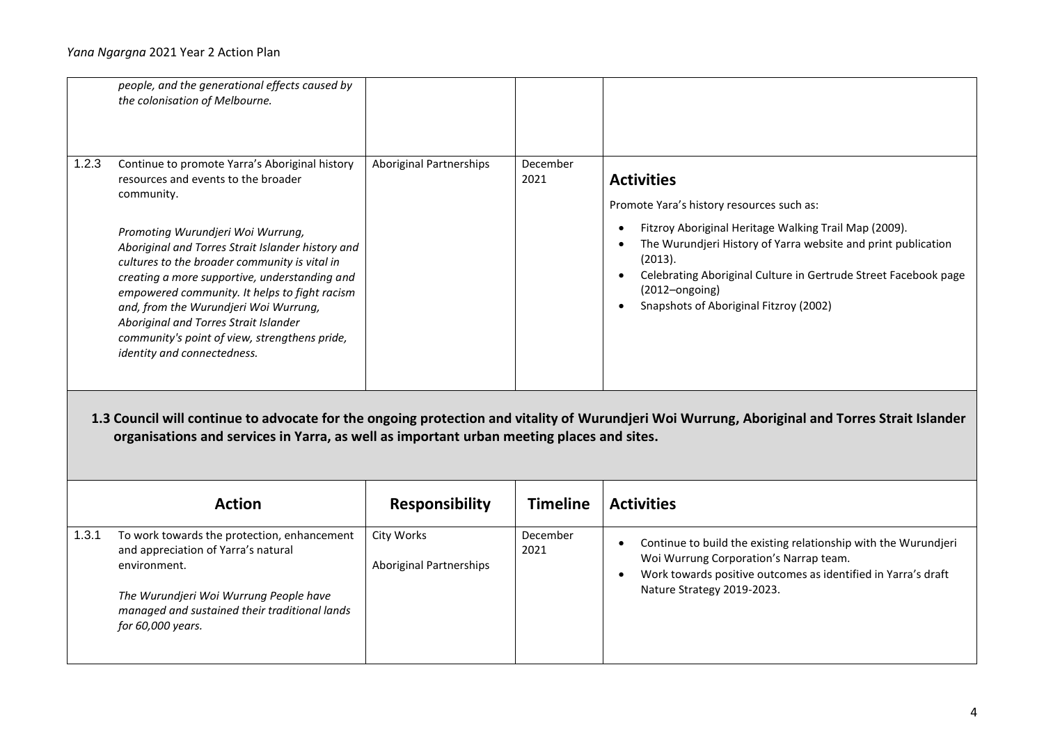| | | | |
|---|---|---|---|
| | *people, and the generational effects caused by the colonisation of Melbourne.* | | | |
| 1.2.3 | Continue to promote Yarra's Aboriginal history resources and events to the broader community.<br><br>*Promoting Wurundjeri Woi Wurrung, Aboriginal and Torres Strait Islander history and cultures to the broader community is vital in creating a more supportive, understanding and empowered community. It helps to fight racism and, from the Wurundjeri Woi Wurrung, Aboriginal and Torres Strait Islander community's point of view, strengthens pride, identity and connectedness.* | Aboriginal Partnerships | December 2021 | **Activities**<br><br>Promote Yara's history resources such as:<br>• Fitzroy Aboriginal Heritage Walking Trail Map (2009).<br>• The Wurundjeri History of Yarra website and print publication (2013).<br>• Celebrating Aboriginal Culture in Gertrude Street Facebook page (2012–ongoing)<br>• Snapshots of Aboriginal Fitzroy (2002) |

**1.3 Council will continue to advocate for the ongoing protection and vitality of Wurundjeri Woi Wurrung, Aboriginal and Torres Strait Islander organisations and services in Yarra, as well as important urban meeting places and sites.**

| | Action | Responsibility | Timeline | Activities |
|---|---|---|---|---|
| 1.3.1 | To work towards the protection, enhancement and appreciation of Yarra's natural environment.<br><br>*The Wurundjeri Woi Wurrung People have managed and sustained their traditional lands for 60,000 years.* | City Works<br><br>Aboriginal Partnerships | December 2021 | • Continue to build the existing relationship with the Wurundjeri Woi Wurrung Corporation's Narrap team.<br>• Work towards positive outcomes as identified in Yarra's draft Nature Strategy 2019-2023. |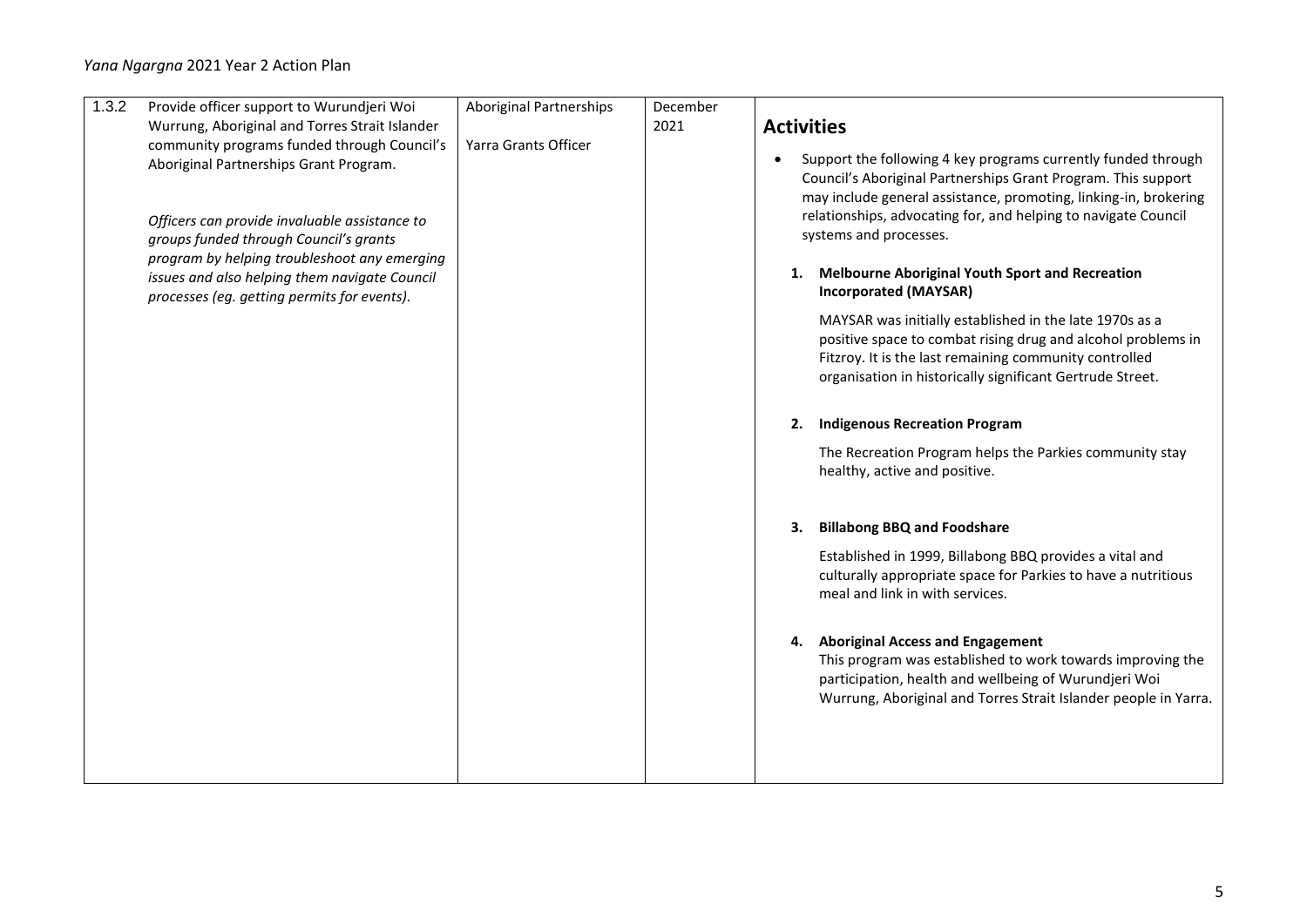| 1.3.2 | Provide officer support to Wurundjeri Woi Wurrung, Aboriginal and Torres Strait Islander community programs funded through Council's Aboriginal Partnerships Grant Program.<br><br>*Officers can provide invaluable assistance to groups funded through Council's grants program by helping troubleshoot any emerging issues and also helping them navigate Council processes (eg. getting permits for events).* | Aboriginal Partnerships<br><br>Yarra Grants Officer | December 2021 | **Activities**<br><br>• Support the following 4 key programs currently funded through Council's Aboriginal Partnerships Grant Program. This support may include general assistance, promoting, linking-in, brokering relationships, advocating for, and helping to navigate Council systems and processes.<br><br>**1. Melbourne Aboriginal Youth Sport and Recreation Incorporated (MAYSAR)**<br><br>MAYSAR was initially established in the late 1970s as a positive space to combat rising drug and alcohol problems in Fitzroy. It is the last remaining community controlled organisation in historically significant Gertrude Street.<br><br>**2. Indigenous Recreation Program**<br><br>The Recreation Program helps the Parkies community stay healthy, active and positive.<br><br>**3. Billabong BBQ and Foodshare**<br><br>Established in 1999, Billabong BBQ provides a vital and culturally appropriate space for Parkies to have a nutritious meal and link in with services.<br><br>**4. Aboriginal Access and Engagement**<br>This program was established to work towards improving the participation, health and wellbeing of Wurundjeri Woi Wurrung, Aboriginal and Torres Strait Islander people in Yarra. |
|---|---|---|---|---|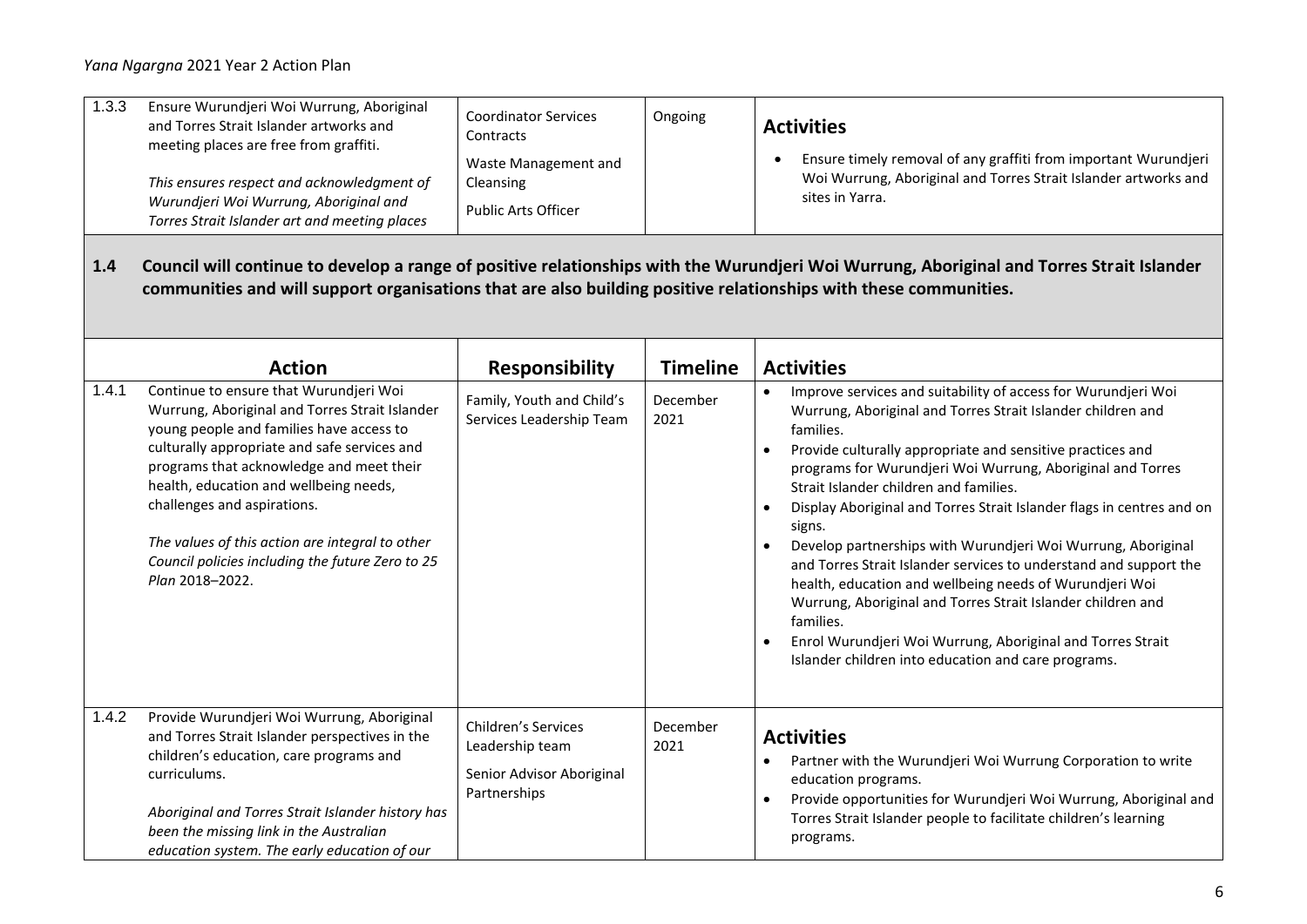| | | | | |
|---|---|---|---|---|
| 1.3.3 | Ensure Wurundjeri Woi Wurrung, Aboriginal and Torres Strait Islander artworks and meeting places are free from graffiti.<br><br>*This ensures respect and acknowledgment of Wurundjeri Woi Wurrung, Aboriginal and Torres Strait Islander art and meeting places* | Coordinator Services Contracts<br><br>Waste Management and Cleansing<br><br>Public Arts Officer | Ongoing | **Activities**<br><br>• Ensure timely removal of any graffiti from important Wurundjeri Woi Wurrung, Aboriginal and Torres Strait Islander artworks and sites in Yarra. |

**1.4 Council will continue to develop a range of positive relationships with the Wurundjeri Woi Wurrung, Aboriginal and Torres Strait Islander communities and will support organisations that are also building positive relationships with these communities.**

| | Action | Responsibility | Timeline | Activities |
|---|---|---|---|---|
| 1.4.1 | Continue to ensure that Wurundjeri Woi Wurrung, Aboriginal and Torres Strait Islander young people and families have access to culturally appropriate and safe services and programs that acknowledge and meet their health, education and wellbeing needs, challenges and aspirations.<br><br>*The values of this action are integral to other Council policies including the future Zero to 25 Plan* 2018–2022. | Family, Youth and Child's Services Leadership Team | December 2021 | • Improve services and suitability of access for Wurundjeri Woi Wurrung, Aboriginal and Torres Strait Islander children and families.<br>• Provide culturally appropriate and sensitive practices and programs for Wurundjeri Woi Wurrung, Aboriginal and Torres Strait Islander children and families.<br>• Display Aboriginal and Torres Strait Islander flags in centres and on signs.<br>• Develop partnerships with Wurundjeri Woi Wurrung, Aboriginal and Torres Strait Islander services to understand and support the health, education and wellbeing needs of Wurundjeri Woi Wurrung, Aboriginal and Torres Strait Islander children and families.<br>• Enrol Wurundjeri Woi Wurrung, Aboriginal and Torres Strait Islander children into education and care programs. |
| 1.4.2 | Provide Wurundjeri Woi Wurrung, Aboriginal and Torres Strait Islander perspectives in the children's education, care programs and curriculums.<br><br>*Aboriginal and Torres Strait Islander history has been the missing link in the Australian education system. The early education of our* | Children's Services Leadership team<br><br>Senior Advisor Aboriginal Partnerships | December 2021 | **Activities**<br><br>• Partner with the Wurundjeri Woi Wurrung Corporation to write education programs.<br>• Provide opportunities for Wurundjeri Woi Wurrung, Aboriginal and Torres Strait Islander people to facilitate children's learning programs. |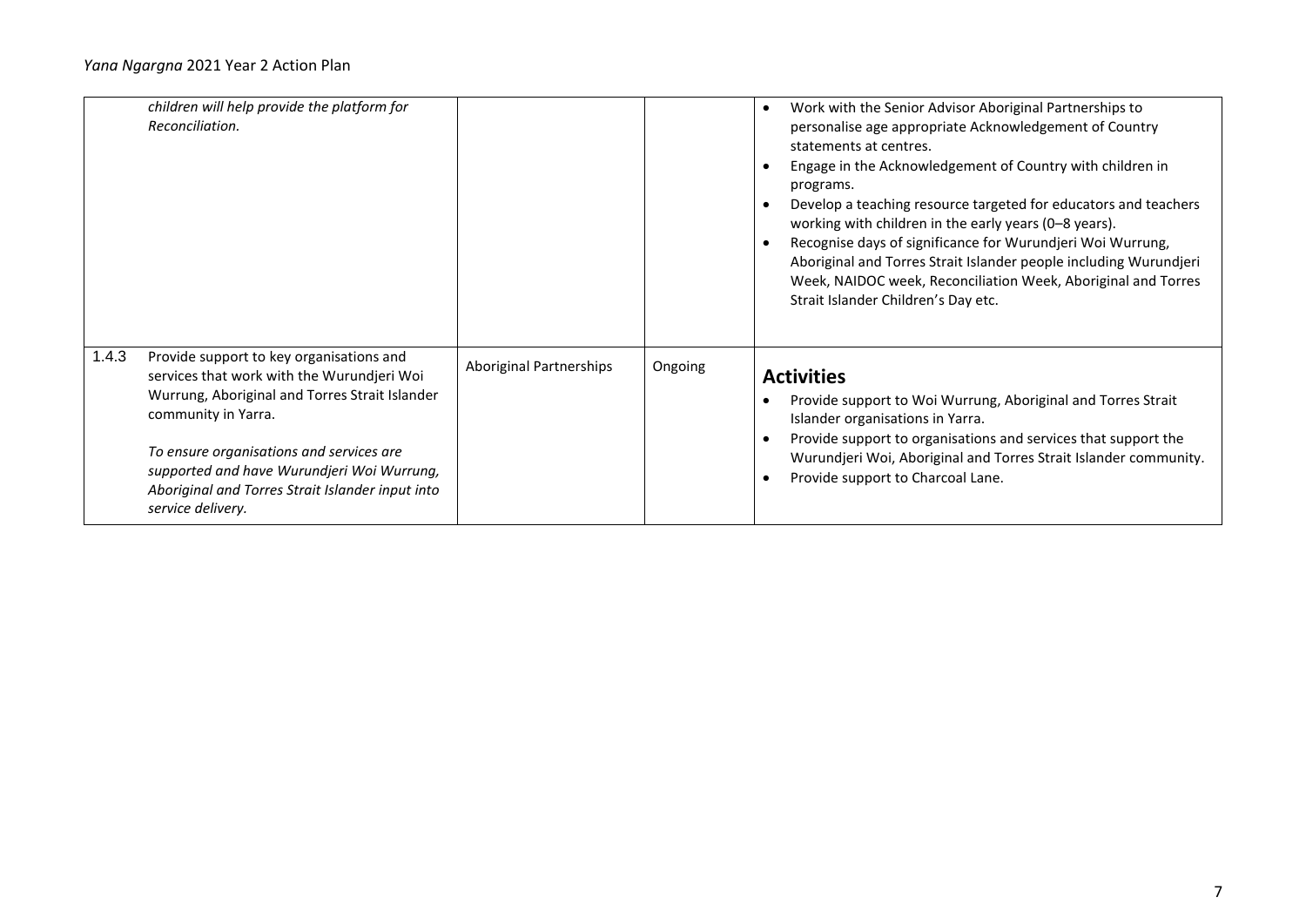| | | | | |
|---|---|---|---|---|
| | *children will help provide the platform for Reconciliation.* | | | • Work with the Senior Advisor Aboriginal Partnerships to personalise age appropriate Acknowledgement of Country statements at centres.<br>• Engage in the Acknowledgement of Country with children in programs.<br>• Develop a teaching resource targeted for educators and teachers working with children in the early years (0–8 years).<br>• Recognise days of significance for Wurundjeri Woi Wurrung, Aboriginal and Torres Strait Islander people including Wurundjeri Week, NAIDOC week, Reconciliation Week, Aboriginal and Torres Strait Islander Children's Day etc. |
| 1.4.3 | Provide support to key organisations and services that work with the Wurundjeri Woi Wurrung, Aboriginal and Torres Strait Islander community in Yarra.<br><br>*To ensure organisations and services are supported and have Wurundjeri Woi Wurrung, Aboriginal and Torres Strait Islander input into service delivery.* | Aboriginal Partnerships | Ongoing | **Activities**<br>• Provide support to Woi Wurrung, Aboriginal and Torres Strait Islander organisations in Yarra.<br>• Provide support to organisations and services that support the Wurundjeri Woi, Aboriginal and Torres Strait Islander community.<br>• Provide support to Charcoal Lane. |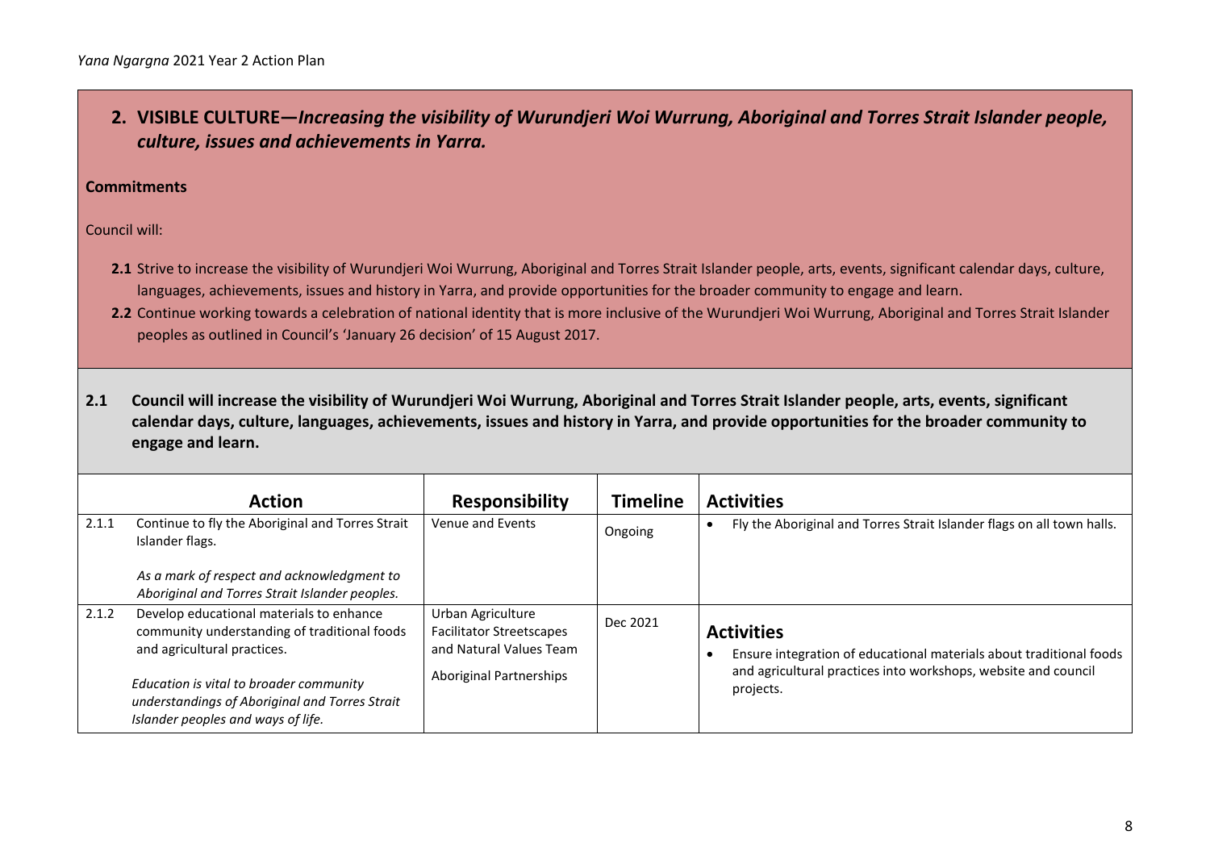## 2. VISIBLE CULTURE—*Increasing the visibility of Wurundjeri Woi Wurrung, Aboriginal and Torres Strait Islander people, culture, issues and achievements in Yarra.*

**Commitments**

Council will:

- **2.1** Strive to increase the visibility of Wurundjeri Woi Wurrung, Aboriginal and Torres Strait Islander people, arts, events, significant calendar days, culture, languages, achievements, issues and history in Yarra, and provide opportunities for the broader community to engage and learn.
- **2.2** Continue working towards a celebration of national identity that is more inclusive of the Wurundjeri Woi Wurrung, Aboriginal and Torres Strait Islander peoples as outlined in Council's 'January 26 decision' of 15 August 2017.

### 2.1 Council will increase the visibility of Wurundjeri Woi Wurrung, Aboriginal and Torres Strait Islander people, arts, events, significant calendar days, culture, languages, achievements, issues and history in Yarra, and provide opportunities for the broader community to engage and learn.

| | Action | Responsibility | Timeline | Activities |
|---|---|---|---|---|
| 2.1.1 | Continue to fly the Aboriginal and Torres Strait Islander flags.<br><br>*As a mark of respect and acknowledgment to Aboriginal and Torres Strait Islander peoples.* | Venue and Events | Ongoing | • Fly the Aboriginal and Torres Strait Islander flags on all town halls. |
| 2.1.2 | Develop educational materials to enhance community understanding of traditional foods and agricultural practices.<br><br>*Education is vital to broader community understandings of Aboriginal and Torres Strait Islander peoples and ways of life.* | Urban Agriculture Facilitator Streetscapes and Natural Values Team<br><br>Aboriginal Partnerships | Dec 2021 | **Activities**<br>• Ensure integration of educational materials about traditional foods and agricultural practices into workshops, website and council projects. |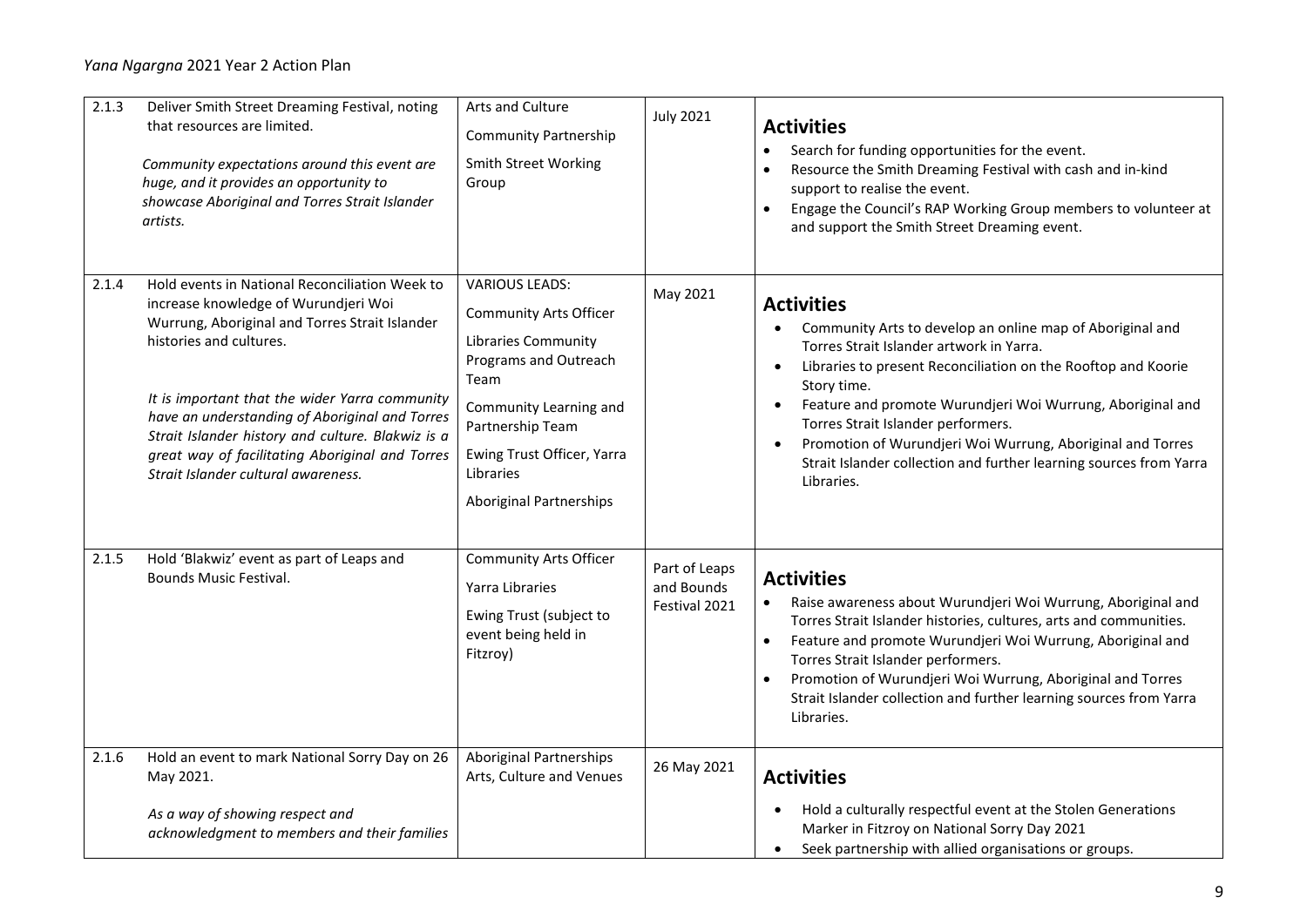| | | | | |
|---|---|---|---|---|
| 2.1.3 | Deliver Smith Street Dreaming Festival, noting that resources are limited.<br><br>*Community expectations around this event are huge, and it provides an opportunity to showcase Aboriginal and Torres Strait Islander artists.* | Arts and Culture<br><br>Community Partnership<br><br>Smith Street Working Group | July 2021 | **Activities**<br>• Search for funding opportunities for the event.<br>• Resource the Smith Dreaming Festival with cash and in-kind support to realise the event.<br>• Engage the Council's RAP Working Group members to volunteer at and support the Smith Street Dreaming event. |
| 2.1.4 | Hold events in National Reconciliation Week to increase knowledge of Wurundjeri Woi Wurrung, Aboriginal and Torres Strait Islander histories and cultures.<br><br>*It is important that the wider Yarra community have an understanding of Aboriginal and Torres Strait Islander history and culture. Blakwiz is a great way of facilitating Aboriginal and Torres Strait Islander cultural awareness.* | VARIOUS LEADS:<br><br>Community Arts Officer<br><br>Libraries Community Programs and Outreach Team<br><br>Community Learning and Partnership Team<br><br>Ewing Trust Officer, Yarra Libraries<br><br>Aboriginal Partnerships | May 2021 | **Activities**<br>• Community Arts to develop an online map of Aboriginal and Torres Strait Islander artwork in Yarra.<br>• Libraries to present Reconciliation on the Rooftop and Koorie Story time.<br>• Feature and promote Wurundjeri Woi Wurrung, Aboriginal and Torres Strait Islander performers.<br>• Promotion of Wurundjeri Woi Wurrung, Aboriginal and Torres Strait Islander collection and further learning sources from Yarra Libraries. |
| 2.1.5 | Hold 'Blakwiz' event as part of Leaps and Bounds Music Festival. | Community Arts Officer<br><br>Yarra Libraries<br><br>Ewing Trust (subject to event being held in Fitzroy) | Part of Leaps and Bounds Festival 2021 | **Activities**<br>• Raise awareness about Wurundjeri Woi Wurrung, Aboriginal and Torres Strait Islander histories, cultures, arts and communities.<br>• Feature and promote Wurundjeri Woi Wurrung, Aboriginal and Torres Strait Islander performers.<br>• Promotion of Wurundjeri Woi Wurrung, Aboriginal and Torres Strait Islander collection and further learning sources from Yarra Libraries. |
| 2.1.6 | Hold an event to mark National Sorry Day on 26 May 2021.<br><br>*As a way of showing respect and acknowledgment to members and their families* | Aboriginal Partnerships<br>Arts, Culture and Venues | 26 May 2021 | **Activities**<br>• Hold a culturally respectful event at the Stolen Generations Marker in Fitzroy on National Sorry Day 2021<br>• Seek partnership with allied organisations or groups. |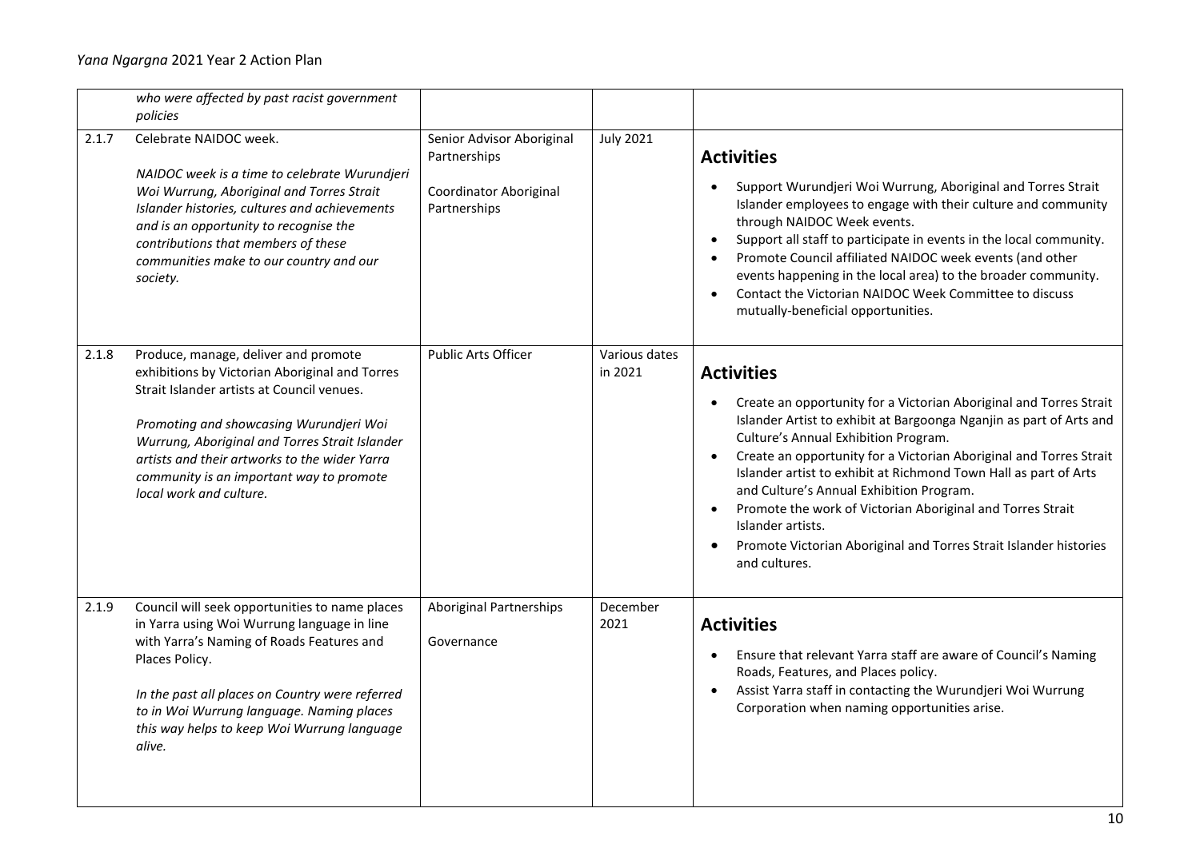| | | | | |
|---|---|---|---|---|
| | *who were affected by past racist government policies* | | | |
| 2.1.7 | Celebrate NAIDOC week.<br><br>*NAIDOC week is a time to celebrate Wurundjeri Woi Wurrung, Aboriginal and Torres Strait Islander histories, cultures and achievements and is an opportunity to recognise the contributions that members of these communities make to our country and our society.* | Senior Advisor Aboriginal Partnerships<br><br>Coordinator Aboriginal Partnerships | July 2021 | **Activities**<br>• Support Wurundjeri Woi Wurrung, Aboriginal and Torres Strait Islander employees to engage with their culture and community through NAIDOC Week events.<br>• Support all staff to participate in events in the local community.<br>• Promote Council affiliated NAIDOC week events (and other events happening in the local area) to the broader community.<br>• Contact the Victorian NAIDOC Week Committee to discuss mutually-beneficial opportunities. |
| 2.1.8 | Produce, manage, deliver and promote exhibitions by Victorian Aboriginal and Torres Strait Islander artists at Council venues.<br><br>*Promoting and showcasing Wurundjeri Woi Wurrung, Aboriginal and Torres Strait Islander artists and their artworks to the wider Yarra community is an important way to promote local work and culture.* | Public Arts Officer | Various dates in 2021 | **Activities**<br>• Create an opportunity for a Victorian Aboriginal and Torres Strait Islander Artist to exhibit at Bargoonga Nganjin as part of Arts and Culture's Annual Exhibition Program.<br>• Create an opportunity for a Victorian Aboriginal and Torres Strait Islander artist to exhibit at Richmond Town Hall as part of Arts and Culture's Annual Exhibition Program.<br>• Promote the work of Victorian Aboriginal and Torres Strait Islander artists.<br>• Promote Victorian Aboriginal and Torres Strait Islander histories and cultures. |
| 2.1.9 | Council will seek opportunities to name places in Yarra using Woi Wurrung language in line with Yarra's Naming of Roads Features and Places Policy.<br><br>*In the past all places on Country were referred to in Woi Wurrung language. Naming places this way helps to keep Woi Wurrung language alive.* | Aboriginal Partnerships<br><br>Governance | December 2021 | **Activities**<br>• Ensure that relevant Yarra staff are aware of Council's Naming Roads, Features, and Places policy.<br>• Assist Yarra staff in contacting the Wurundjeri Woi Wurrung Corporation when naming opportunities arise. |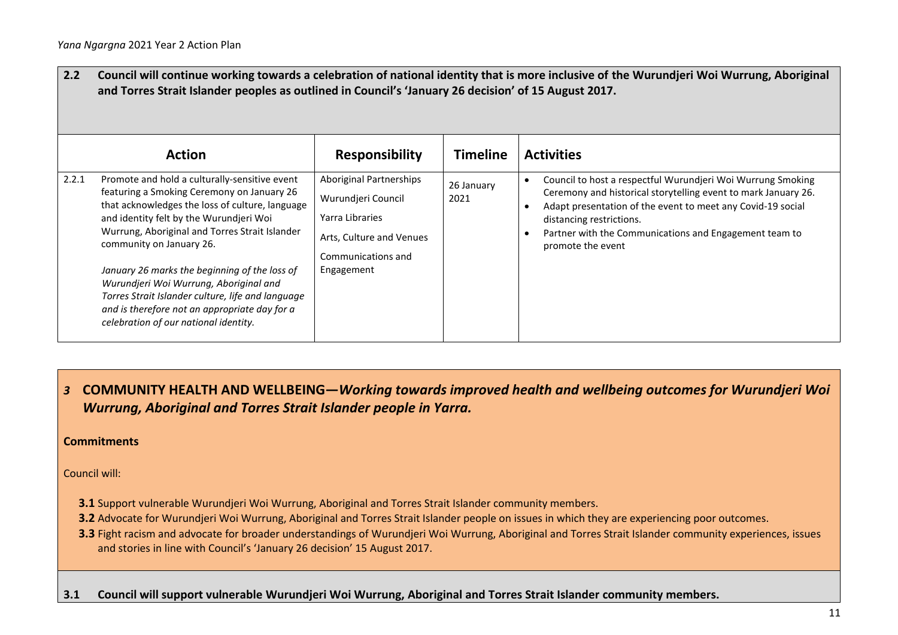**2.2 Council will continue working towards a celebration of national identity that is more inclusive of the Wurundjeri Woi Wurrung, Aboriginal and Torres Strait Islander peoples as outlined in Council's 'January 26 decision' of 15 August 2017.**

| | Action | Responsibility | Timeline | Activities |
|---|---|---|---|---|
| 2.2.1 | Promote and hold a culturally-sensitive event featuring a Smoking Ceremony on January 26 that acknowledges the loss of culture, language and identity felt by the Wurundjeri Woi Wurrung, Aboriginal and Torres Strait Islander community on January 26.<br><br>*January 26 marks the beginning of the loss of Wurundjeri Woi Wurrung, Aboriginal and Torres Strait Islander culture, life and language and is therefore not an appropriate day for a celebration of our national identity.* | Aboriginal Partnerships<br>Wurundjeri Council<br>Yarra Libraries<br>Arts, Culture and Venues<br>Communications and Engagement | 26 January 2021 | • Council to host a respectful Wurundjeri Woi Wurrung Smoking Ceremony and historical storytelling event to mark January 26.<br>• Adapt presentation of the event to meet any Covid-19 social distancing restrictions.<br>• Partner with the Communications and Engagement team to promote the event |

## *3* COMMUNITY HEALTH AND WELLBEING—*Working towards improved health and wellbeing outcomes for Wurundjeri Woi Wurrung, Aboriginal and Torres Strait Islander people in Yarra.*

**Commitments**

Council will:

- **3.1** Support vulnerable Wurundjeri Woi Wurrung, Aboriginal and Torres Strait Islander community members.
- **3.2** Advocate for Wurundjeri Woi Wurrung, Aboriginal and Torres Strait Islander people on issues in which they are experiencing poor outcomes.
- **3.3** Fight racism and advocate for broader understandings of Wurundjeri Woi Wurrung, Aboriginal and Torres Strait Islander community experiences, issues and stories in line with Council's 'January 26 decision' 15 August 2017.

**3.1 Council will support vulnerable Wurundjeri Woi Wurrung, Aboriginal and Torres Strait Islander community members.**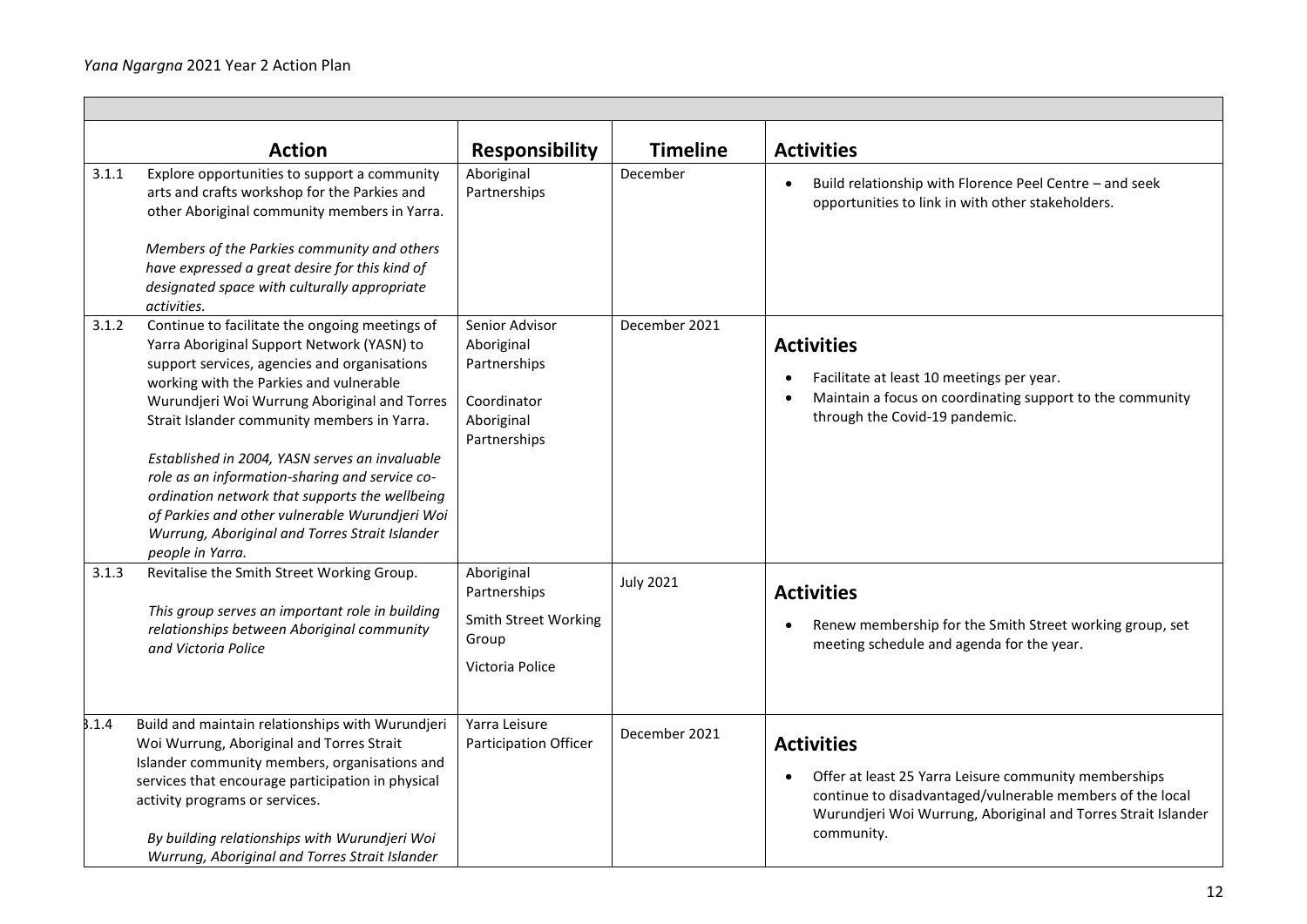| | Action | Responsibility | Timeline | Activities |
|---|---|---|---|---|
| 3.1.1 | Explore opportunities to support a community arts and crafts workshop for the Parkies and other Aboriginal community members in Yarra.<br><br>*Members of the Parkies community and others have expressed a great desire for this kind of designated space with culturally appropriate activities.* | Aboriginal Partnerships | December | • Build relationship with Florence Peel Centre – and seek opportunities to link in with other stakeholders. |
| 3.1.2 | Continue to facilitate the ongoing meetings of Yarra Aboriginal Support Network (YASN) to support services, agencies and organisations working with the Parkies and vulnerable Wurundjeri Woi Wurrung Aboriginal and Torres Strait Islander community members in Yarra.<br><br>*Established in 2004, YASN serves an invaluable role as an information-sharing and service co-ordination network that supports the wellbeing of Parkies and other vulnerable Wurundjeri Woi Wurrung, Aboriginal and Torres Strait Islander people in Yarra.* | Senior Advisor Aboriginal Partnerships<br><br>Coordinator Aboriginal Partnerships | December 2021 | **Activities**<br>• Facilitate at least 10 meetings per year.<br>• Maintain a focus on coordinating support to the community through the Covid-19 pandemic. |
| 3.1.3 | Revitalise the Smith Street Working Group.<br><br>*This group serves an important role in building relationships between Aboriginal community and Victoria Police* | Aboriginal Partnerships<br><br>Smith Street Working Group<br><br>Victoria Police | July 2021 | **Activities**<br>• Renew membership for the Smith Street working group, set meeting schedule and agenda for the year. |
| 3.1.4 | Build and maintain relationships with Wurundjeri Woi Wurrung, Aboriginal and Torres Strait Islander community members, organisations and services that encourage participation in physical activity programs or services.<br><br>*By building relationships with Wurundjeri Woi Wurrung, Aboriginal and Torres Strait Islander* | Yarra Leisure Participation Officer | December 2021 | **Activities**<br>• Offer at least 25 Yarra Leisure community memberships continue to disadvantaged/vulnerable members of the local Wurundjeri Woi Wurrung, Aboriginal and Torres Strait Islander community. |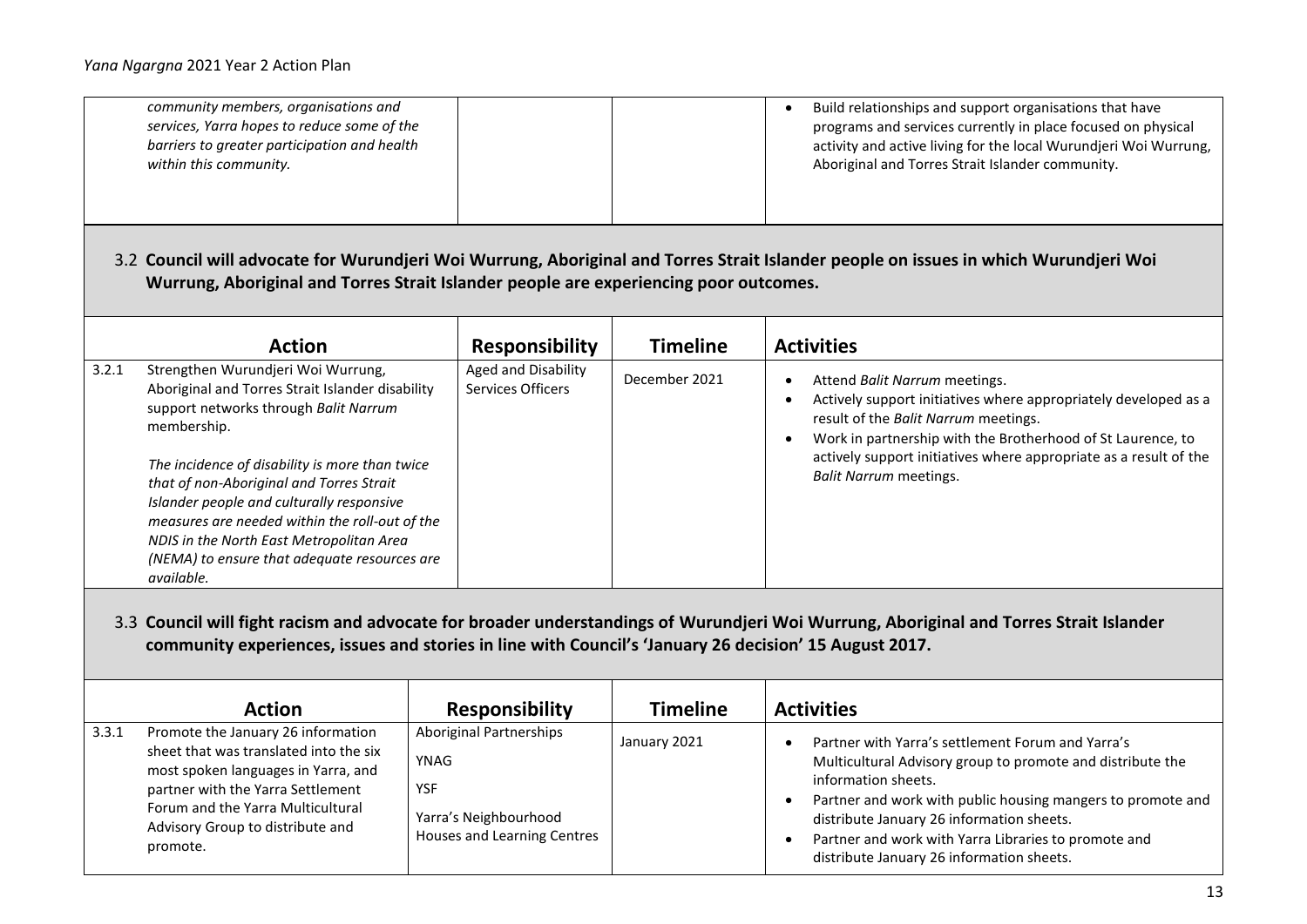| | | | |
|---|---|---|---|
| *community members, organisations and services, Yarra hopes to reduce some of the barriers to greater participation and health within this community.* | | | • Build relationships and support organisations that have programs and services currently in place focused on physical activity and active living for the local Wurundjeri Woi Wurrung, Aboriginal and Torres Strait Islander community. |

### 3.2 Council will advocate for Wurundjeri Woi Wurrung, Aboriginal and Torres Strait Islander people on issues in which Wurundjeri Woi Wurrung, Aboriginal and Torres Strait Islander people are experiencing poor outcomes.

| | Action | Responsibility | Timeline | Activities |
|---|---|---|---|---|
| 3.2.1 | Strengthen Wurundjeri Woi Wurrung, Aboriginal and Torres Strait Islander disability support networks through *Balit Narrum* membership.<br><br>*The incidence of disability is more than twice that of non-Aboriginal and Torres Strait Islander people and culturally responsive measures are needed within the roll-out of the NDIS in the North East Metropolitan Area (NEMA) to ensure that adequate resources are available.* | Aged and Disability Services Officers | December 2021 | • Attend *Balit Narrum* meetings.<br>• Actively support initiatives where appropriately developed as a result of the *Balit Narrum* meetings.<br>• Work in partnership with the Brotherhood of St Laurence, to actively support initiatives where appropriate as a result of the *Balit Narrum* meetings. |

### 3.3 Council will fight racism and advocate for broader understandings of Wurundjeri Woi Wurrung, Aboriginal and Torres Strait Islander community experiences, issues and stories in line with Council's 'January 26 decision' 15 August 2017.

| | Action | Responsibility | Timeline | Activities |
|---|---|---|---|---|
| 3.3.1 | Promote the January 26 information sheet that was translated into the six most spoken languages in Yarra, and partner with the Yarra Settlement Forum and the Yarra Multicultural Advisory Group to distribute and promote. | Aboriginal Partnerships<br><br>YNAG<br><br>YSF<br><br>Yarra's Neighbourhood Houses and Learning Centres | January 2021 | • Partner with Yarra's settlement Forum and Yarra's Multicultural Advisory group to promote and distribute the information sheets.<br>• Partner and work with public housing mangers to promote and distribute January 26 information sheets.<br>• Partner and work with Yarra Libraries to promote and distribute January 26 information sheets. |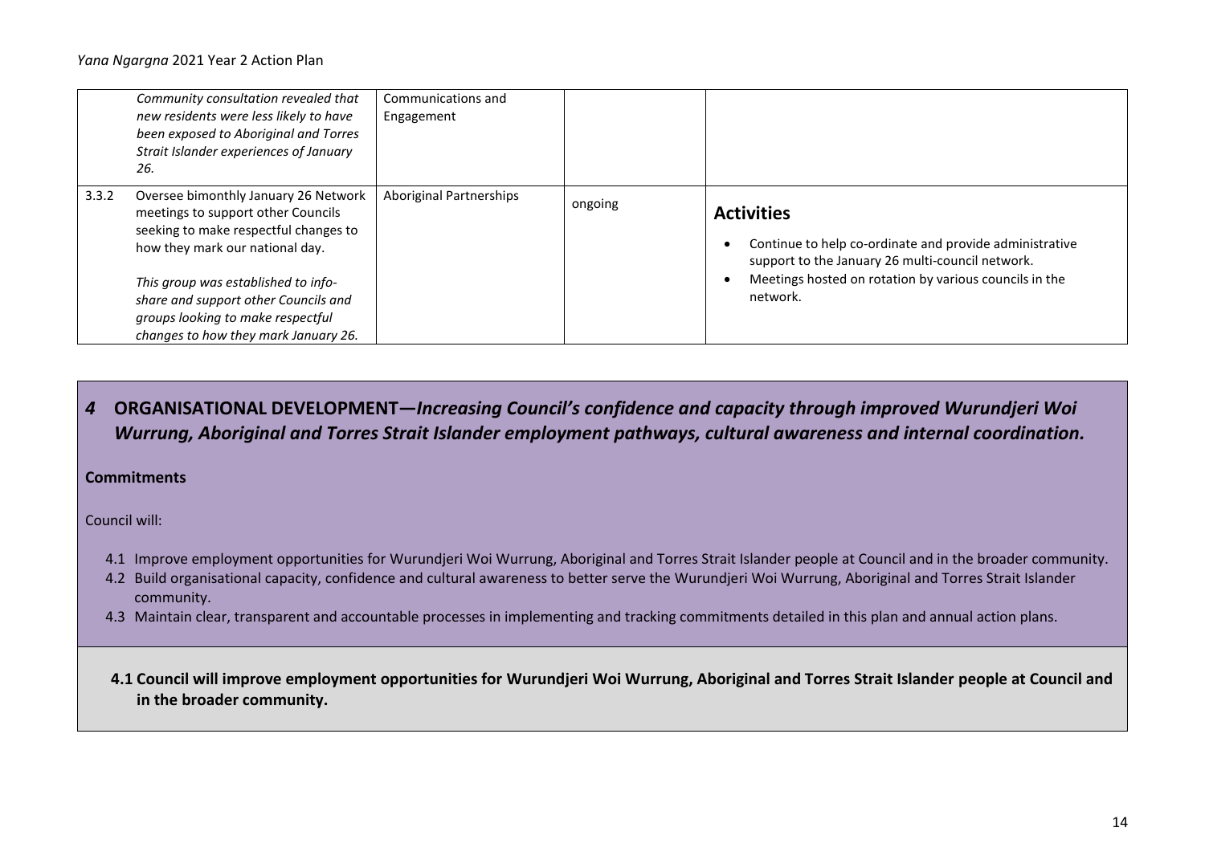| | | | | |
|---|---|---|---|---|
| | *Community consultation revealed that new residents were less likely to have been exposed to Aboriginal and Torres Strait Islander experiences of January 26.* | Communications and Engagement | | |
| 3.3.2 | Oversee bimonthly January 26 Network meetings to support other Councils seeking to make respectful changes to how they mark our national day.<br><br>*This group was established to info-share and support other Councils and groups looking to make respectful changes to how they mark January 26.* | Aboriginal Partnerships | ongoing | **Activities**<br>• Continue to help co-ordinate and provide administrative support to the January 26 multi-council network.<br>• Meetings hosted on rotation by various councils in the network. |

## 4 ORGANISATIONAL DEVELOPMENT—*Increasing Council's confidence and capacity through improved Wurundjeri Woi Wurrung, Aboriginal and Torres Strait Islander employment pathways, cultural awareness and internal coordination.*

**Commitments**

Council will:

4.1 Improve employment opportunities for Wurundjeri Woi Wurrung, Aboriginal and Torres Strait Islander people at Council and in the broader community.
4.2 Build organisational capacity, confidence and cultural awareness to better serve the Wurundjeri Woi Wurrung, Aboriginal and Torres Strait Islander community.
4.3 Maintain clear, transparent and accountable processes in implementing and tracking commitments detailed in this plan and annual action plans.

**4.1 Council will improve employment opportunities for Wurundjeri Woi Wurrung, Aboriginal and Torres Strait Islander people at Council and in the broader community.**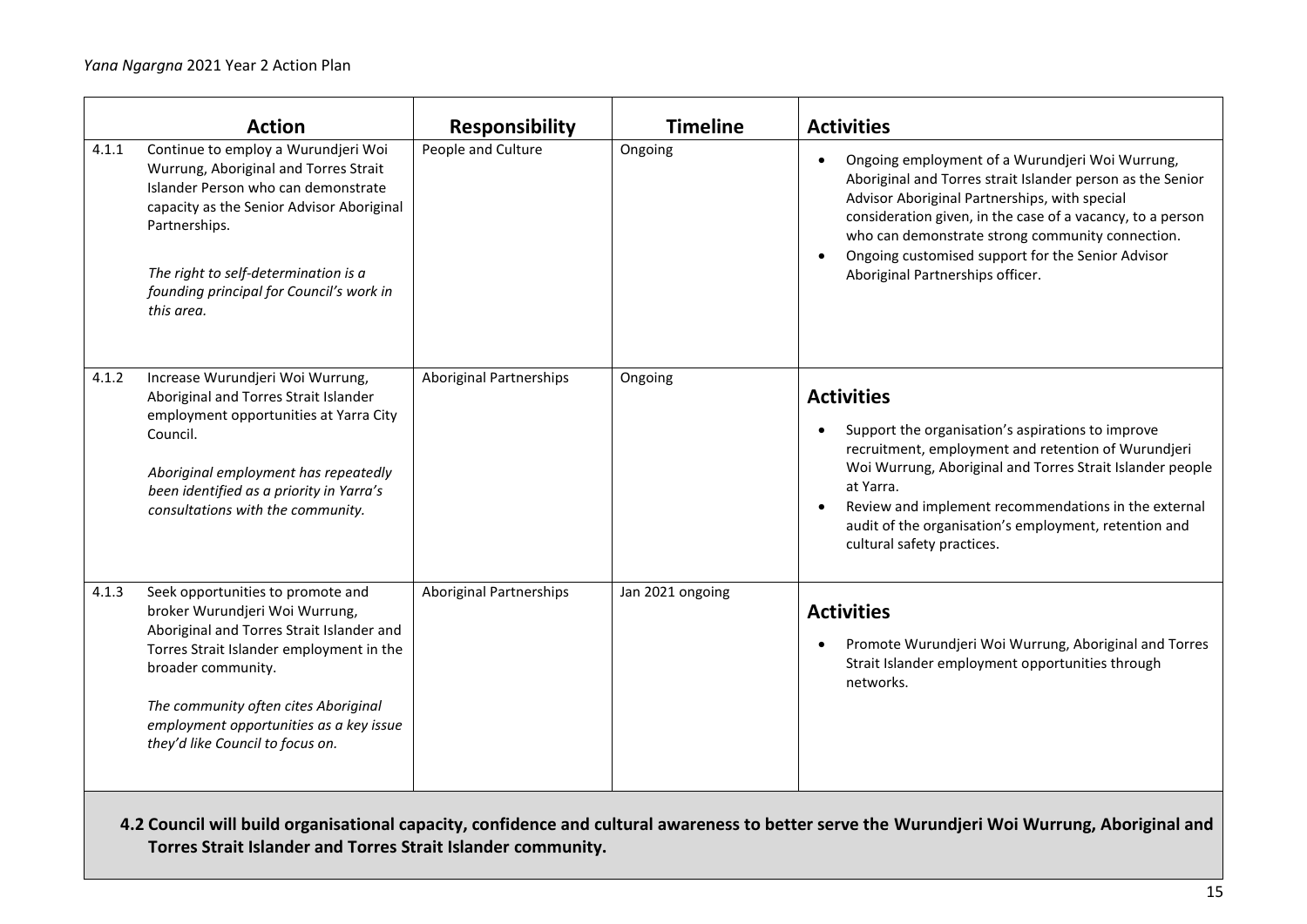| Action | | Responsibility | Timeline | Activities |
|---|---|---|---|---|
| 4.1.1 | Continue to employ a Wurundjeri Woi Wurrung, Aboriginal and Torres Strait Islander Person who can demonstrate capacity as the Senior Advisor Aboriginal Partnerships.<br><br>*The right to self-determination is a founding principal for Council's work in this area.* | People and Culture | Ongoing | • Ongoing employment of a Wurundjeri Woi Wurrung, Aboriginal and Torres strait Islander person as the Senior Advisor Aboriginal Partnerships, with special consideration given, in the case of a vacancy, to a person who can demonstrate strong community connection.<br>• Ongoing customised support for the Senior Advisor Aboriginal Partnerships officer. |
| 4.1.2 | Increase Wurundjeri Woi Wurrung, Aboriginal and Torres Strait Islander employment opportunities at Yarra City Council.<br><br>*Aboriginal employment has repeatedly been identified as a priority in Yarra's consultations with the community.* | Aboriginal Partnerships | Ongoing | **Activities**<br>• Support the organisation's aspirations to improve recruitment, employment and retention of Wurundjeri Woi Wurrung, Aboriginal and Torres Strait Islander people at Yarra.<br>• Review and implement recommendations in the external audit of the organisation's employment, retention and cultural safety practices. |
| 4.1.3 | Seek opportunities to promote and broker Wurundjeri Woi Wurrung, Aboriginal and Torres Strait Islander and Torres Strait Islander employment in the broader community.<br><br>*The community often cites Aboriginal employment opportunities as a key issue they'd like Council to focus on.* | Aboriginal Partnerships | Jan 2021 ongoing | **Activities**<br>• Promote Wurundjeri Woi Wurrung, Aboriginal and Torres Strait Islander employment opportunities through networks. |

**4.2 Council will build organisational capacity, confidence and cultural awareness to better serve the Wurundjeri Woi Wurrung, Aboriginal and Torres Strait Islander and Torres Strait Islander community.**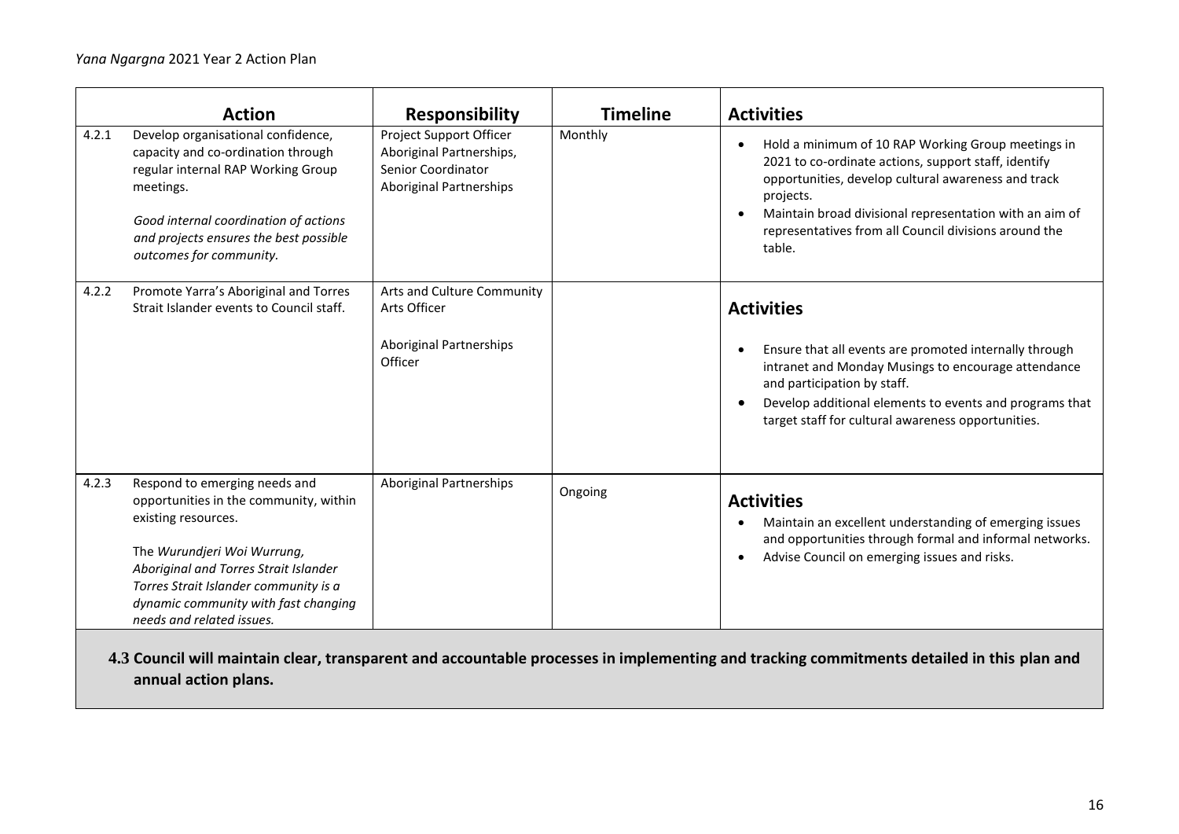| | Action | Responsibility | Timeline | Activities |
|---|---|---|---|---|
| 4.2.1 | Develop organisational confidence, capacity and co-ordination through regular internal RAP Working Group meetings.<br><br>*Good internal coordination of actions and projects ensures the best possible outcomes for community.* | Project Support Officer Aboriginal Partnerships, Senior Coordinator Aboriginal Partnerships | Monthly | • Hold a minimum of 10 RAP Working Group meetings in 2021 to co-ordinate actions, support staff, identify opportunities, develop cultural awareness and track projects.<br>• Maintain broad divisional representation with an aim of representatives from all Council divisions around the table. |
| 4.2.2 | Promote Yarra's Aboriginal and Torres Strait Islander events to Council staff. | Arts and Culture Community Arts Officer<br><br>Aboriginal Partnerships Officer | | **Activities**<br>• Ensure that all events are promoted internally through intranet and Monday Musings to encourage attendance and participation by staff.<br>• Develop additional elements to events and programs that target staff for cultural awareness opportunities. |
| 4.2.3 | Respond to emerging needs and opportunities in the community, within existing resources.<br><br>The *Wurundjeri Woi Wurrung, Aboriginal and Torres Strait Islander Torres Strait Islander community is a dynamic community with fast changing needs and related issues.* | Aboriginal Partnerships | Ongoing | **Activities**<br>• Maintain an excellent understanding of emerging issues and opportunities through formal and informal networks.<br>• Advise Council on emerging issues and risks. |

**4.3 Council will maintain clear, transparent and accountable processes in implementing and tracking commitments detailed in this plan and annual action plans.**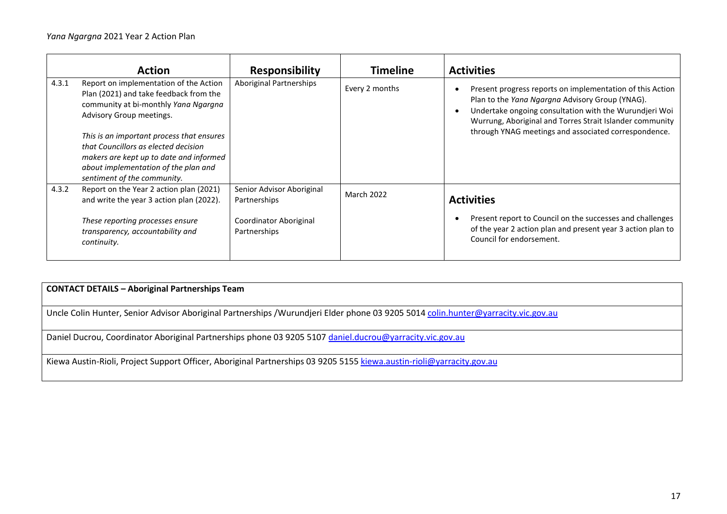| | Action | Responsibility | Timeline | Activities |
|---|---|---|---|---|
| 4.3.1 | Report on implementation of the Action Plan (2021) and take feedback from the community at bi-monthly *Yana Ngargna* Advisory Group meetings.<br><br>*This is an important process that ensures that Councillors as elected decision makers are kept up to date and informed about implementation of the plan and sentiment of the community.* | Aboriginal Partnerships | Every 2 months | • Present progress reports on implementation of this Action Plan to the *Yana Ngargna* Advisory Group (YNAG).<br>• Undertake ongoing consultation with the Wurundjeri Woi Wurrung, Aboriginal and Torres Strait Islander community through YNAG meetings and associated correspondence. |
| 4.3.2 | Report on the Year 2 action plan (2021) and write the year 3 action plan (2022).<br><br>*These reporting processes ensure transparency, accountability and continuity.* | Senior Advisor Aboriginal Partnerships<br><br>Coordinator Aboriginal Partnerships | March 2022 | **Activities**<br>• Present report to Council on the successes and challenges of the year 2 action plan and present year 3 action plan to Council for endorsement. |

| **CONTACT DETAILS – Aboriginal Partnerships Team** |
|---|
| Uncle Colin Hunter, Senior Advisor Aboriginal Partnerships /Wurundjeri Elder phone 03 9205 5014 colin.hunter@yarracity.vic.gov.au |
| Daniel Ducrou, Coordinator Aboriginal Partnerships phone 03 9205 5107 daniel.ducrou@yarracity.vic.gov.au |
| Kiewa Austin-Rioli, Project Support Officer, Aboriginal Partnerships 03 9205 5155 kiewa.austin-rioli@yarracity.gov.au |